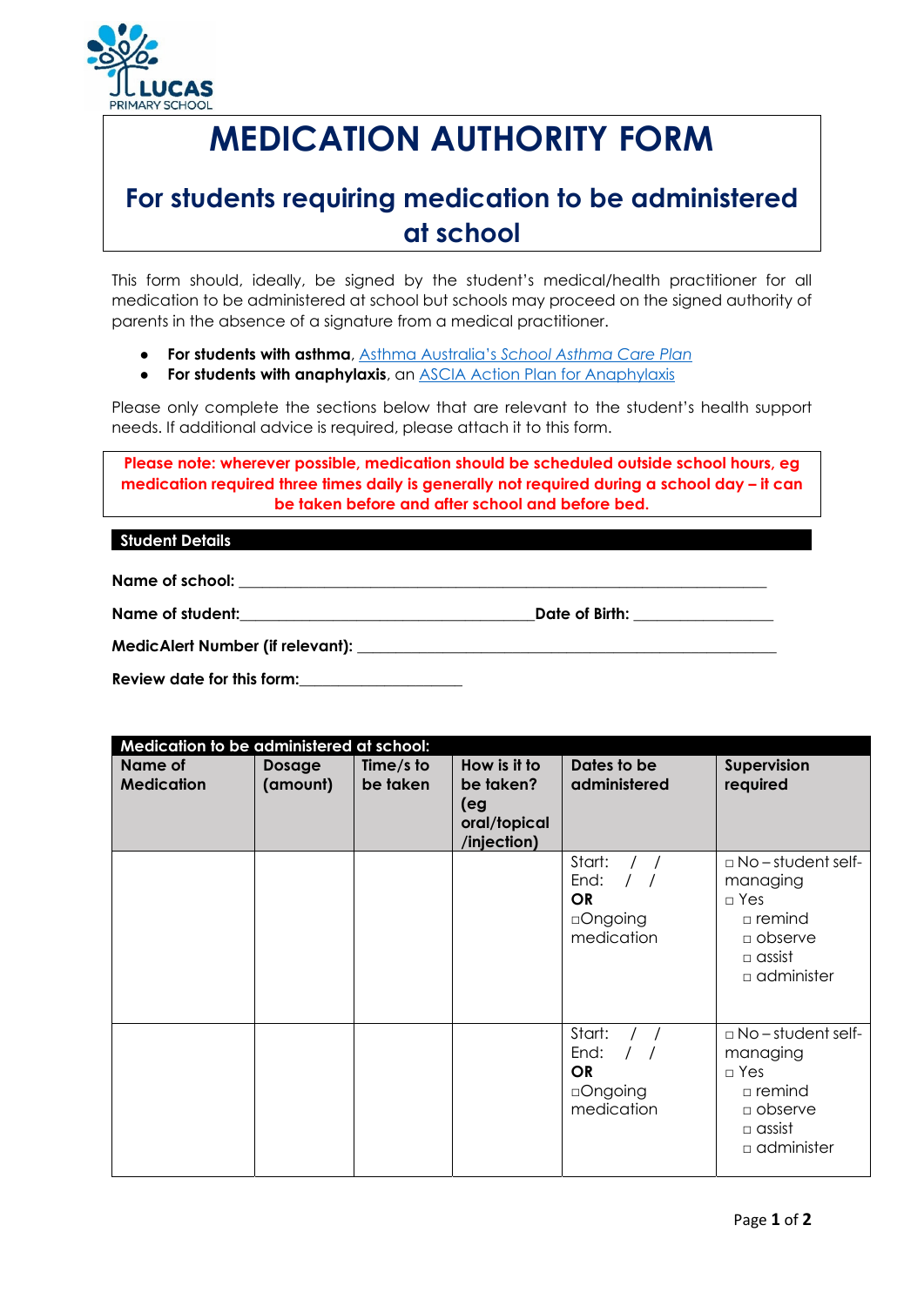LUCAS PRIMARY SCHOOL

# MEDICATION AUTHORITY FORM

## For students requiring medication to be administered at school

This form should, ideally, be signed by the student's medical/health practitioner for all medication to be administered at school but schools may proceed on the signed authority of parents in the absence of a signature from a medical practitioner.

- **For students with asthma**, Asthma Australia's *School Asthma Care Plan*
- **For students with anaphylaxis**, an ASCIA Action Plan for Anaphylaxis

Please only complete the sections below that are relevant to the student's health support needs. If additional advice is required, please attach it to this form.

**Please note: wherever possible, medication should be scheduled outside school hours, eg medication required three times daily is generally not required during a school day – it can be taken before and after school and before bed.**

**Student Details**

**Name of school:** ______________________________________________________________

**Name of student:**________________________________**Date of Birth:** _______________

**MedicAlert Number (if relevant):** ______________________________________________

**Review date for this form:**__________________

**Medication to be administered at school:**

| Name of Medication | Dosage (amount) | Time/s to be taken | How is it to be taken? (eg oral/topical /injection) | Dates to be administered | Supervision required |
|---|---|---|---|---|---|
| | | | | Start: / / <br> End: / / <br> **OR** <br> □Ongoing medication | □ No – student self-managing <br> □ Yes <br> □ remind <br> □ observe <br> □ assist <br> □ administer |
| | | | | Start: / / <br> End: / / <br> **OR** <br> □Ongoing medication | □ No – student self-managing <br> □ Yes <br> □ remind <br> □ observe <br> □ assist <br> □ administer |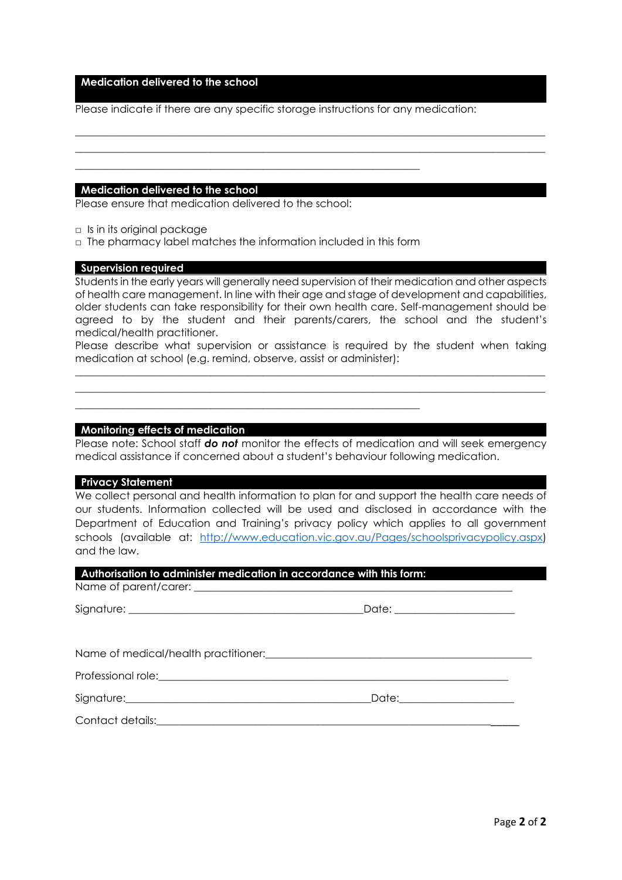## Medication delivered to the school

Please indicate if there are any specific storage instructions for any medication:

\_\_\_\_\_\_\_\_\_\_\_\_\_\_\_\_\_\_\_\_\_\_\_\_\_\_\_\_\_\_\_\_\_\_\_\_\_\_\_\_\_\_\_\_\_\_\_\_\_\_\_\_\_\_\_\_\_\_\_\_\_\_\_\_\_\_\_\_\_\_\_\_\_\_\_\_\_\_

\_\_\_\_\_\_\_\_\_\_\_\_\_\_\_\_\_\_\_\_\_\_\_\_\_\_\_\_\_\_\_\_\_\_\_\_\_\_\_\_\_\_\_\_\_\_\_\_\_\_\_\_\_\_\_\_\_\_\_\_\_\_\_\_\_\_\_\_\_\_\_\_\_\_\_\_\_\_

\_\_\_\_\_\_\_\_\_\_\_\_\_\_\_\_\_\_\_\_\_\_\_\_\_\_\_\_\_\_\_\_\_\_\_\_\_\_\_\_\_\_\_\_\_\_\_\_\_\_\_\_\_\_\_\_\_\_

## Medication delivered to the school

Please ensure that medication delivered to the school:

- □ Is in its original package
- □ The pharmacy label matches the information included in this form

## Supervision required

Students in the early years will generally need supervision of their medication and other aspects of health care management. In line with their age and stage of development and capabilities, older students can take responsibility for their own health care. Self-management should be agreed to by the student and their parents/carers, the school and the student's medical/health practitioner.

Please describe what supervision or assistance is required by the student when taking medication at school (e.g. remind, observe, assist or administer):

\_\_\_\_\_\_\_\_\_\_\_\_\_\_\_\_\_\_\_\_\_\_\_\_\_\_\_\_\_\_\_\_\_\_\_\_\_\_\_\_\_\_\_\_\_\_\_\_\_\_\_\_\_\_\_\_\_\_\_\_\_\_\_\_\_\_\_\_\_\_\_\_\_\_\_\_\_\_

\_\_\_\_\_\_\_\_\_\_\_\_\_\_\_\_\_\_\_\_\_\_\_\_\_\_\_\_\_\_\_\_\_\_\_\_\_\_\_\_\_\_\_\_\_\_\_\_\_\_\_\_\_\_\_\_\_\_\_\_\_\_\_\_\_\_\_\_\_\_\_\_\_\_\_\_\_\_

\_\_\_\_\_\_\_\_\_\_\_\_\_\_\_\_\_\_\_\_\_\_\_\_\_\_\_\_\_\_\_\_\_\_\_\_\_\_\_\_\_\_\_\_\_\_\_\_\_\_\_\_\_\_\_\_\_\_

## Monitoring effects of medication

Please note: School staff ***do not*** monitor the effects of medication and will seek emergency medical assistance if concerned about a student's behaviour following medication.

## Privacy Statement

We collect personal and health information to plan for and support the health care needs of our students. Information collected will be used and disclosed in accordance with the Department of Education and Training's privacy policy which applies to all government schools (available at: [http://www.education.vic.gov.au/Pages/schoolsprivacypolicy.aspx](http://www.education.vic.gov.au/Pages/schoolsprivacypolicy.aspx)) and the law.

## Authorisation to administer medication in accordance with this form:

Name of parent/carer: \_\_\_\_\_\_\_\_\_\_\_\_\_\_\_\_\_\_\_\_\_\_\_\_\_\_\_\_\_\_\_\_\_\_\_\_\_\_\_\_\_\_\_\_\_\_\_\_\_\_\_\_

Signature: \_\_\_\_\_\_\_\_\_\_\_\_\_\_\_\_\_\_\_\_\_\_\_\_\_\_\_\_\_\_\_\_\_\_\_\_\_\_\_\_\_\_ Date: \_\_\_\_\_\_\_\_\_\_\_\_\_\_\_\_\_\_\_\_\_

Name of medical/health practitioner: \_\_\_\_\_\_\_\_\_\_\_\_\_\_\_\_\_\_\_\_\_\_\_\_\_\_\_\_\_\_\_\_\_\_\_\_\_\_\_\_\_\_\_\_\_\_\_\_

Professional role: \_\_\_\_\_\_\_\_\_\_\_\_\_\_\_\_\_\_\_\_\_\_\_\_\_\_\_\_\_\_\_\_\_\_\_\_\_\_\_\_\_\_\_\_\_\_\_\_\_\_\_\_\_\_\_\_\_\_\_\_

Signature: \_\_\_\_\_\_\_\_\_\_\_\_\_\_\_\_\_\_\_\_\_\_\_\_\_\_\_\_\_\_\_\_\_\_\_\_\_\_\_\_\_\_\_\_ Date: \_\_\_\_\_\_\_\_\_\_\_\_\_\_\_\_\_\_\_\_\_

Contact details: \_\_\_\_\_\_\_\_\_\_\_\_\_\_\_\_\_\_\_\_\_\_\_\_\_\_\_\_\_\_\_\_\_\_\_\_\_\_\_\_\_\_\_\_\_\_\_\_\_\_\_\_\_\_\_\_\_\_\_\_\_\_\_\_